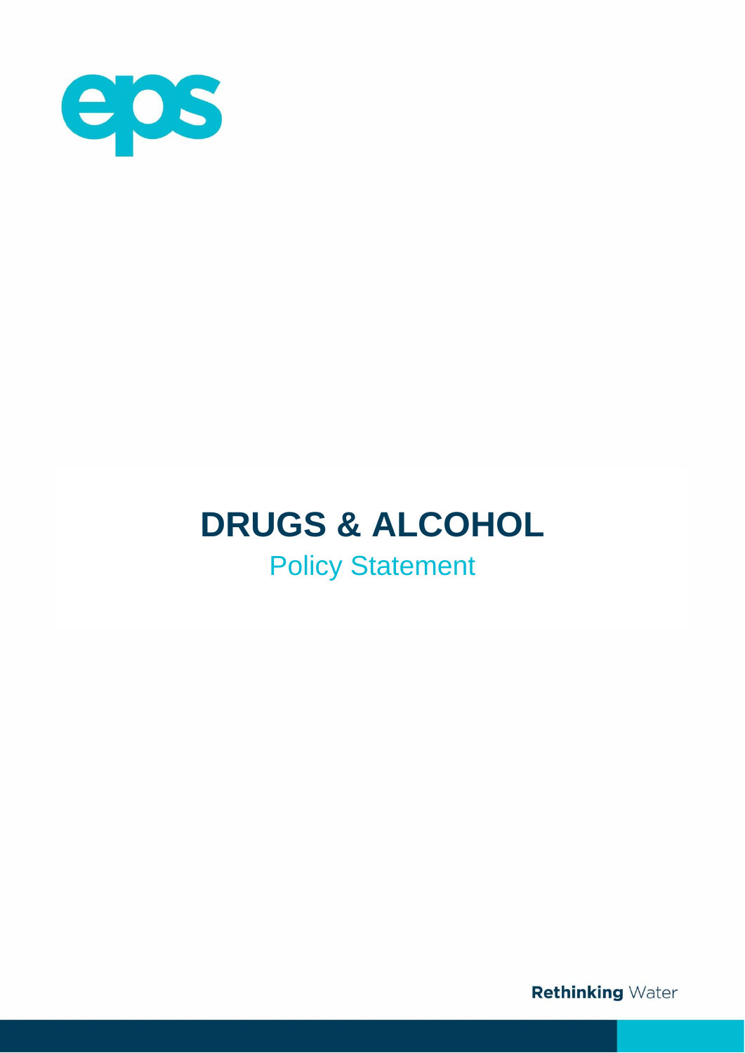eps

# DRUGS & ALCOHOL

## Policy Statement

**Rethinking** Water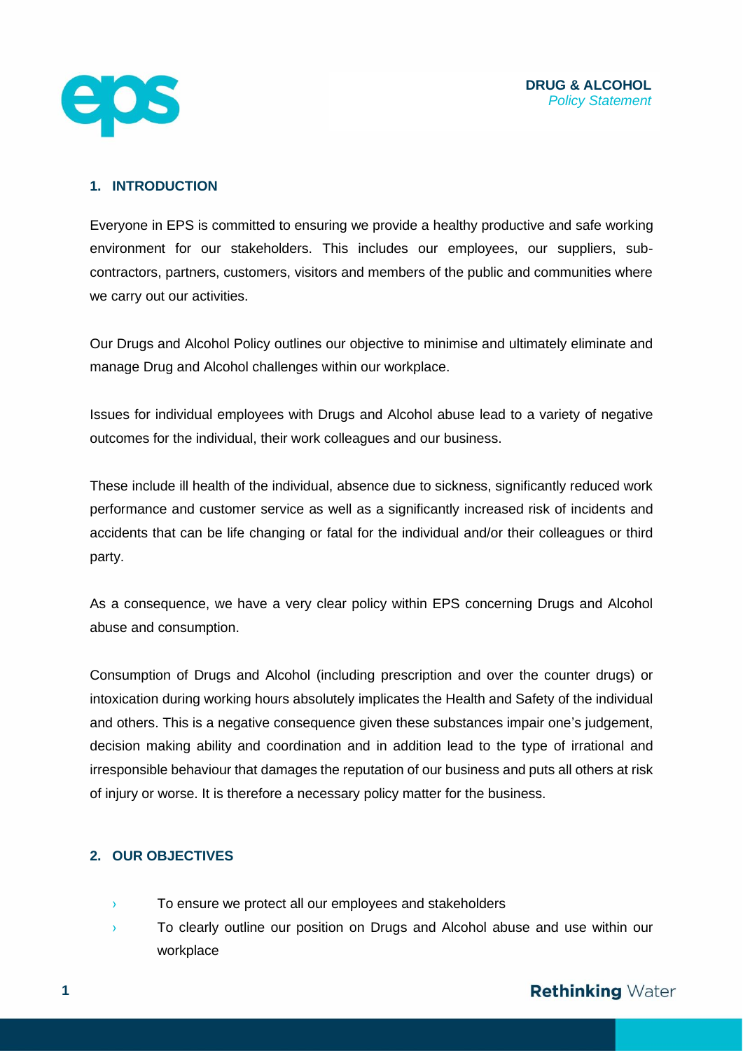## 1. INTRODUCTION

Everyone in EPS is committed to ensuring we provide a healthy productive and safe working environment for our stakeholders. This includes our employees, our suppliers, sub-contractors, partners, customers, visitors and members of the public and communities where we carry out our activities.

Our Drugs and Alcohol Policy outlines our objective to minimise and ultimately eliminate and manage Drug and Alcohol challenges within our workplace.

Issues for individual employees with Drugs and Alcohol abuse lead to a variety of negative outcomes for the individual, their work colleagues and our business.

These include ill health of the individual, absence due to sickness, significantly reduced work performance and customer service as well as a significantly increased risk of incidents and accidents that can be life changing or fatal for the individual and/or their colleagues or third party.

As a consequence, we have a very clear policy within EPS concerning Drugs and Alcohol abuse and consumption.

Consumption of Drugs and Alcohol (including prescription and over the counter drugs) or intoxication during working hours absolutely implicates the Health and Safety of the individual and others. This is a negative consequence given these substances impair one's judgement, decision making ability and coordination and in addition lead to the type of irrational and irresponsible behaviour that damages the reputation of our business and puts all others at risk of injury or worse. It is therefore a necessary policy matter for the business.

## 2. OUR OBJECTIVES

- To ensure we protect all our employees and stakeholders
- To clearly outline our position on Drugs and Alcohol abuse and use within our workplace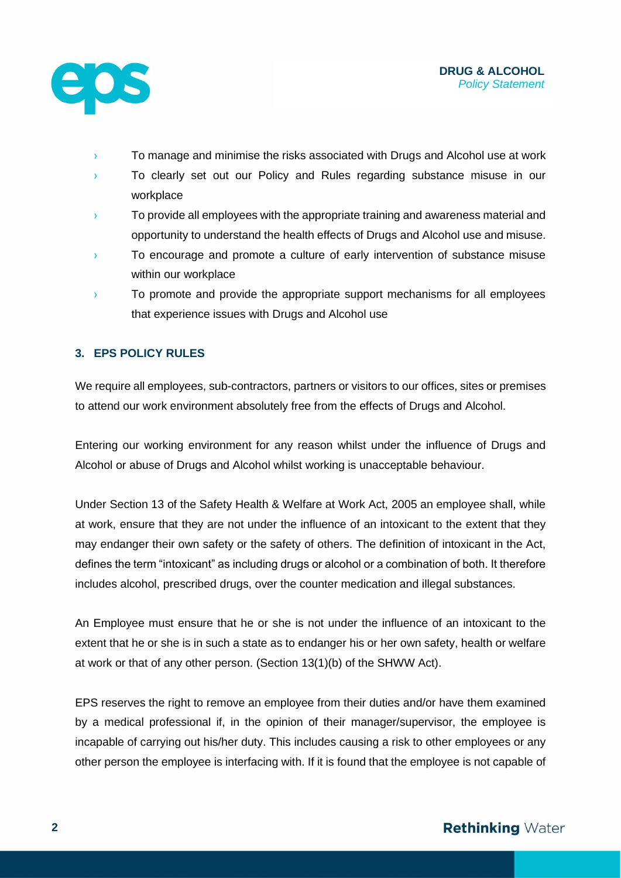- To manage and minimise the risks associated with Drugs and Alcohol use at work
- To clearly set out our Policy and Rules regarding substance misuse in our workplace
- To provide all employees with the appropriate training and awareness material and opportunity to understand the health effects of Drugs and Alcohol use and misuse.
- To encourage and promote a culture of early intervention of substance misuse within our workplace
- To promote and provide the appropriate support mechanisms for all employees that experience issues with Drugs and Alcohol use

### 3. EPS POLICY RULES

We require all employees, sub-contractors, partners or visitors to our offices, sites or premises to attend our work environment absolutely free from the effects of Drugs and Alcohol.

Entering our working environment for any reason whilst under the influence of Drugs and Alcohol or abuse of Drugs and Alcohol whilst working is unacceptable behaviour.

Under Section 13 of the Safety Health & Welfare at Work Act, 2005 an employee shall, while at work, ensure that they are not under the influence of an intoxicant to the extent that they may endanger their own safety or the safety of others. The definition of intoxicant in the Act, defines the term "intoxicant" as including drugs or alcohol or a combination of both. It therefore includes alcohol, prescribed drugs, over the counter medication and illegal substances.

An Employee must ensure that he or she is not under the influence of an intoxicant to the extent that he or she is in such a state as to endanger his or her own safety, health or welfare at work or that of any other person. (Section 13(1)(b) of the SHWW Act).

EPS reserves the right to remove an employee from their duties and/or have them examined by a medical professional if, in the opinion of their manager/supervisor, the employee is incapable of carrying out his/her duty. This includes causing a risk to other employees or any other person the employee is interfacing with. If it is found that the employee is not capable of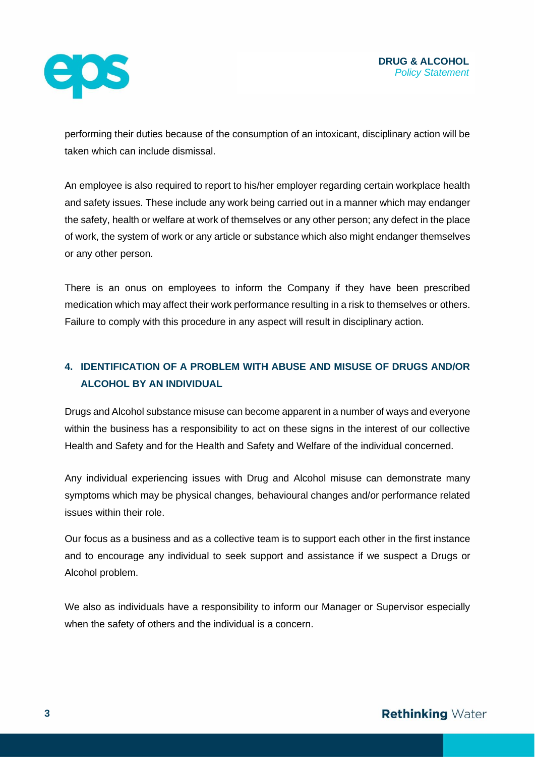performing their duties because of the consumption of an intoxicant, disciplinary action will be taken which can include dismissal.

An employee is also required to report to his/her employer regarding certain workplace health and safety issues. These include any work being carried out in a manner which may endanger the safety, health or welfare at work of themselves or any other person; any defect in the place of work, the system of work or any article or substance which also might endanger themselves or any other person.

There is an onus on employees to inform the Company if they have been prescribed medication which may affect their work performance resulting in a risk to themselves or others. Failure to comply with this procedure in any aspect will result in disciplinary action.

## 4. IDENTIFICATION OF A PROBLEM WITH ABUSE AND MISUSE OF DRUGS AND/OR ALCOHOL BY AN INDIVIDUAL

Drugs and Alcohol substance misuse can become apparent in a number of ways and everyone within the business has a responsibility to act on these signs in the interest of our collective Health and Safety and for the Health and Safety and Welfare of the individual concerned.

Any individual experiencing issues with Drug and Alcohol misuse can demonstrate many symptoms which may be physical changes, behavioural changes and/or performance related issues within their role.

Our focus as a business and as a collective team is to support each other in the first instance and to encourage any individual to seek support and assistance if we suspect a Drugs or Alcohol problem.

We also as individuals have a responsibility to inform our Manager or Supervisor especially when the safety of others and the individual is a concern.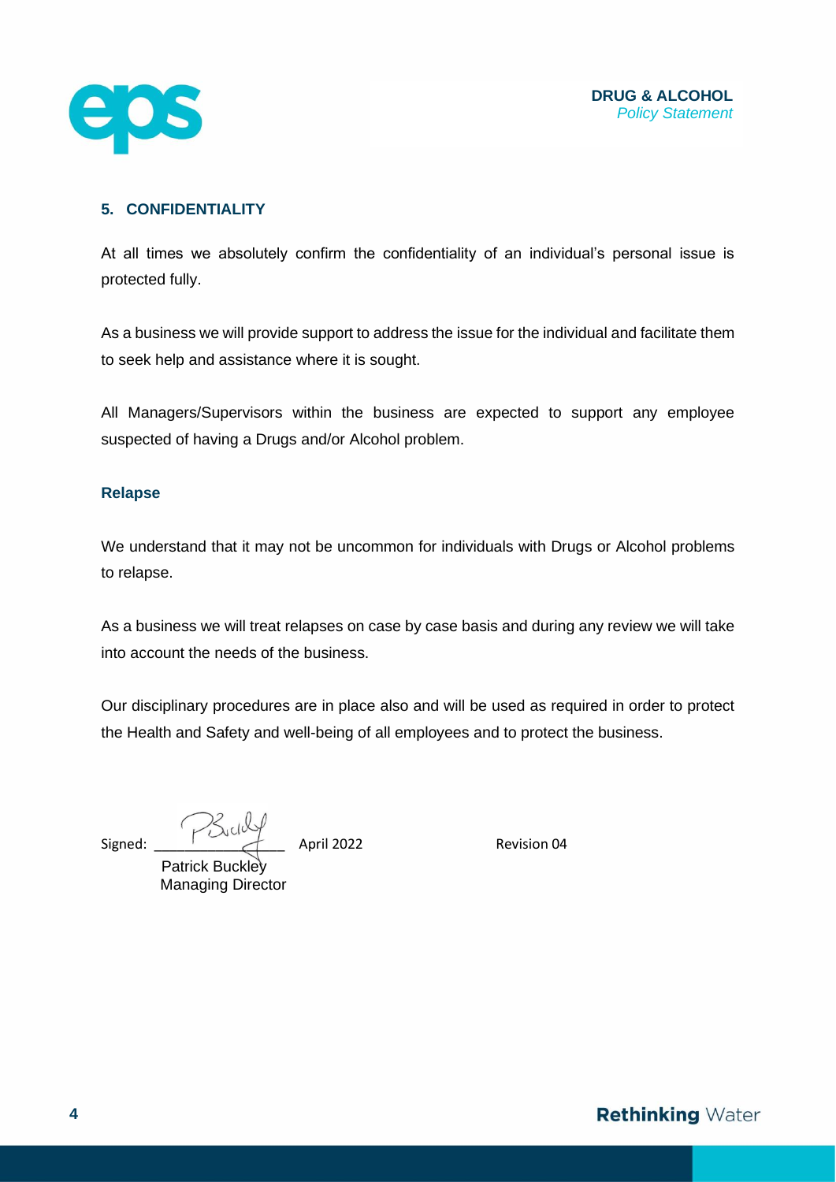## 5. CONFIDENTIALITY

At all times we absolutely confirm the confidentiality of an individual's personal issue is protected fully.

As a business we will provide support to address the issue for the individual and facilitate them to seek help and assistance where it is sought.

All Managers/Supervisors within the business are expected to support any employee suspected of having a Drugs and/or Alcohol problem.

### Relapse

We understand that it may not be uncommon for individuals with Drugs or Alcohol problems to relapse.

As a business we will treat relapses on case by case basis and during any review we will take into account the needs of the business.

Our disciplinary procedures are in place also and will be used as required in order to protect the Health and Safety and well-being of all employees and to protect the business.

Signed: \_\_\_\_\_\_\_\_\_\_\_\_\_\_\_\_ April 2022 Revision 04

Patrick Buckley
Managing Director